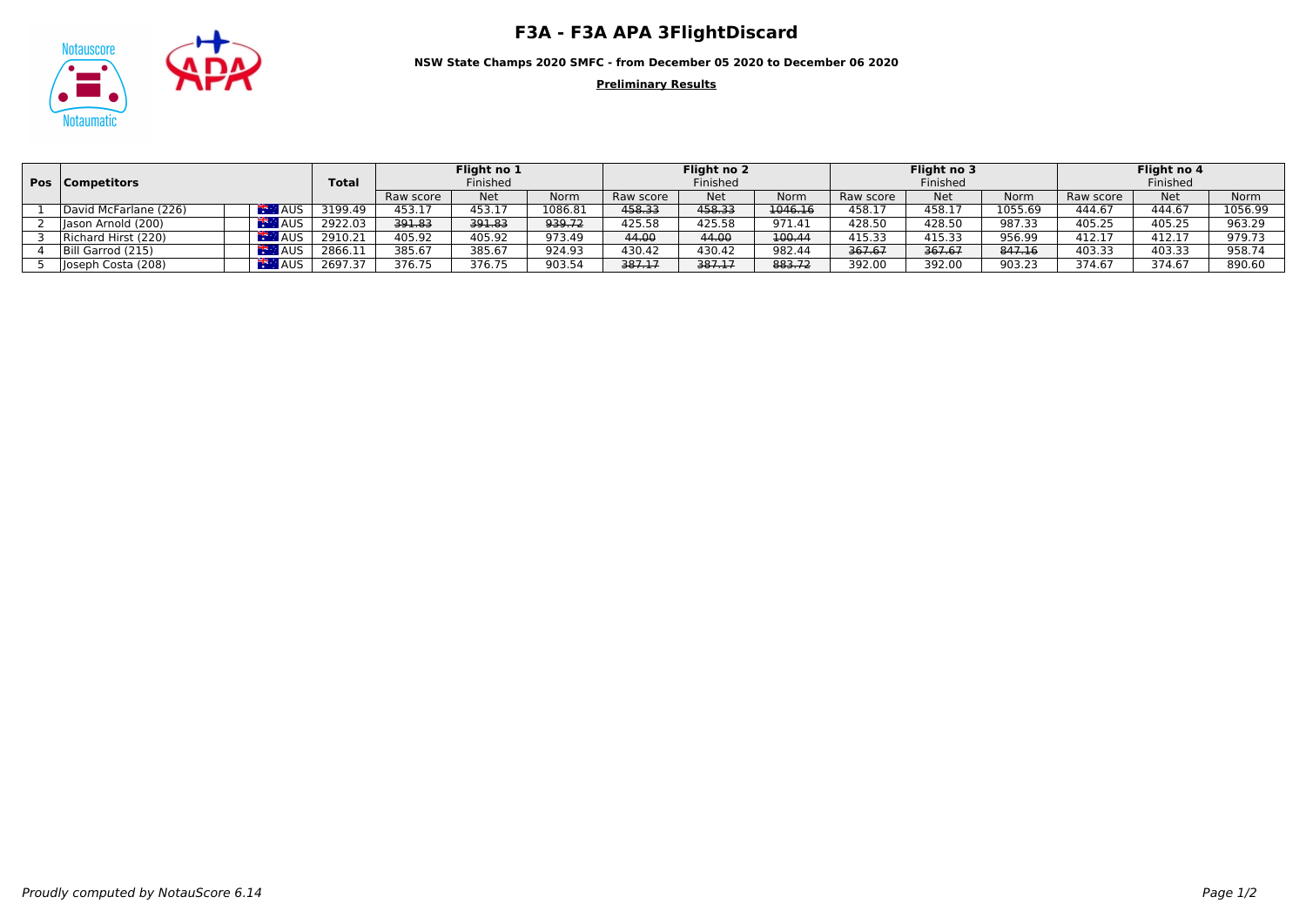# F3A - F3A APA 3FlightDiscard

**NSW State Champs 2020 SMFC - from December 05 2020 to December 06 2020**

**Preliminary Results**

| Pos | Competitors | | Total | Flight no 1 Finished | | | Flight no 2 Finished | | | Flight no 3 Finished | | | Flight no 4 Finished | | |
|---|---|---|---|---|---|---|---|---|---|---|---|---|---|---|---|
| | | | | Raw score | Net | Norm | Raw score | Net | Norm | Raw score | Net | Norm | Raw score | Net | Norm |
| 1 | David McFarlane (226) | AUS | 3199.49 | 453.17 | 453.17 | 1086.81 | ~~458.33~~ | ~~458.33~~ | ~~1046.16~~ | 458.17 | 458.17 | 1055.69 | 444.67 | 444.67 | 1056.99 |
| 2 | Jason Arnold (200) | AUS | 2922.03 | ~~391.83~~ | ~~391.83~~ | ~~939.72~~ | 425.58 | 425.58 | 971.41 | 428.50 | 428.50 | 987.33 | 405.25 | 405.25 | 963.29 |
| 3 | Richard Hirst (220) | AUS | 2910.21 | 405.92 | 405.92 | 973.49 | ~~44.00~~ | ~~44.00~~ | ~~100.44~~ | 415.33 | 415.33 | 956.99 | 412.17 | 412.17 | 979.73 |
| 4 | Bill Garrod (215) | AUS | 2866.11 | 385.67 | 385.67 | 924.93 | 430.42 | 430.42 | 982.44 | ~~367.67~~ | ~~367.67~~ | ~~847.16~~ | 403.33 | 403.33 | 958.74 |
| 5 | Joseph Costa (208) | AUS | 2697.37 | 376.75 | 376.75 | 903.54 | ~~387.17~~ | ~~387.17~~ | ~~883.72~~ | 392.00 | 392.00 | 903.23 | 374.67 | 374.67 | 890.60 |

*Proudly computed by NotauScore 6.14*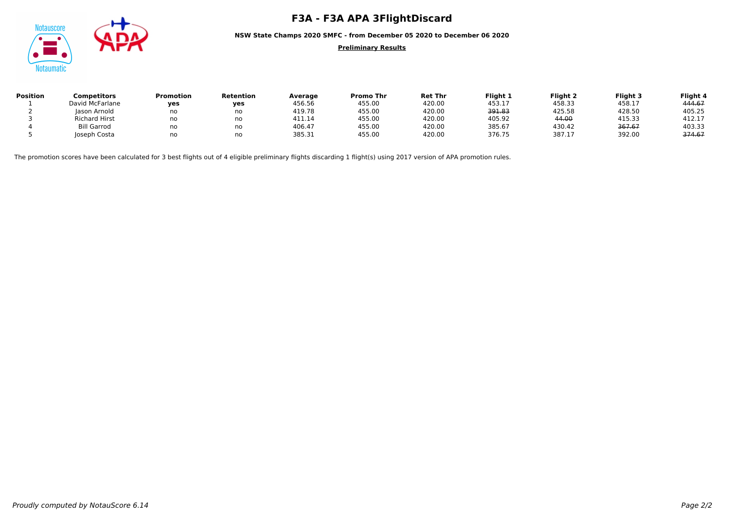# F3A - F3A APA 3FlightDiscard

**NSW State Champs 2020 SMFC - from December 05 2020 to December 06 2020**

**Preliminary Results**

| Position | Competitors | Promotion | Retention | Average | Promo Thr | Ret Thr | Flight 1 | Flight 2 | Flight 3 | Flight 4 |
|---|---|---|---|---|---|---|---|---|---|---|
| 1 | David McFarlane | **yes** | **yes** | 456.56 | 455.00 | 420.00 | 453.17 | 458.33 | 458.17 | ~~444.67~~ |
| 2 | Jason Arnold | no | no | 419.78 | 455.00 | 420.00 | ~~391.83~~ | 425.58 | 428.50 | 405.25 |
| 3 | Richard Hirst | no | no | 411.14 | 455.00 | 420.00 | 405.92 | ~~44.00~~ | 415.33 | 412.17 |
| 4 | Bill Garrod | no | no | 406.47 | 455.00 | 420.00 | 385.67 | 430.42 | ~~367.67~~ | 403.33 |
| 5 | Joseph Costa | no | no | 385.31 | 455.00 | 420.00 | 376.75 | 387.17 | 392.00 | ~~374.67~~ |

The promotion scores have been calculated for 3 best flights out of 4 eligible preliminary flights discarding 1 flight(s) using 2017 version of APA promotion rules.

*Proudly computed by NotauScore 6.14*